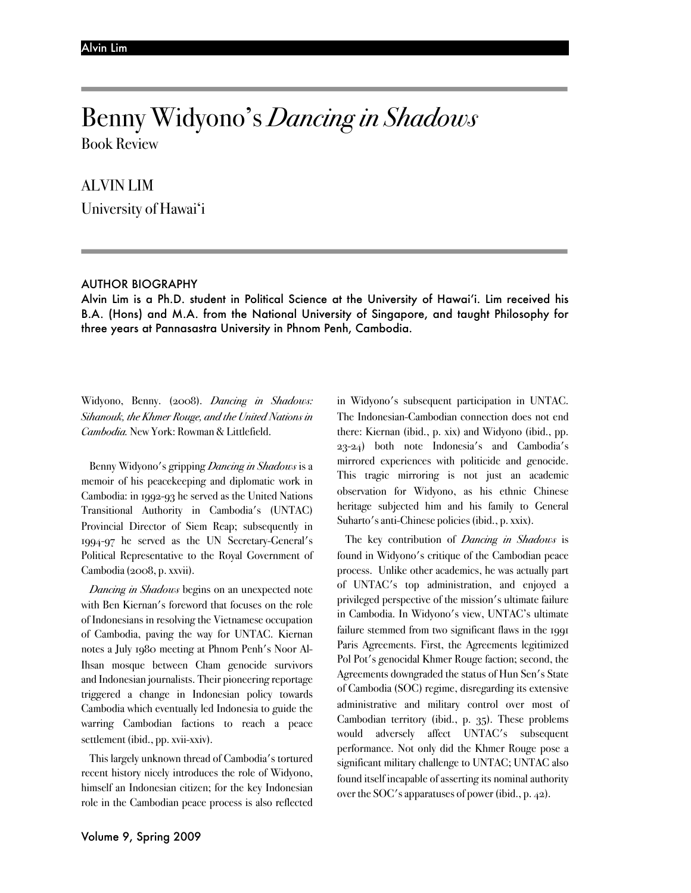# Benny Widyono's *Dancing in Shadows*

Book Review

ALVIN LIM

University of Hawai'i

## AUTHOR BIOGRAPHY

**Alvin Lim is a Ph.D. student in Political Science at the University of Hawai'i. Lim received his B.A. (Hons) and M.A. from the National University of Singapore, and taught Philosophy for three years at Pannasastra University in Phnom Penh, Cambodia.**

Widyono, Benny. (2008). *Dancing in Shadows: Sihanouk, the Khmer Rouge, and the United Nations in Cambodia.* New York: Rowman & Littlefield.

Benny Widyono's gripping *Dancing in Shadows* is a memoir of his peacekeeping and diplomatic work in Cambodia: in 1992-93 he served as the United Nations Transitional Authority in Cambodia's (UNTAC) Provincial Director of Siem Reap; subsequently in 1994-97 he served as the UN Secretary-General's Political Representative to the Royal Government of Cambodia (2008, p. xxvii).

*Dancing in Shadows* begins on an unexpected note with Ben Kiernan's foreword that focuses on the role of Indonesians in resolving the Vietnamese occupation of Cambodia, paving the way for UNTAC. Kiernan notes a July 1980 meeting at Phnom Penh's Noor Al-Ihsan mosque between Cham genocide survivors and Indonesian journalists. Their pioneering reportage triggered a change in Indonesian policy towards Cambodia which eventually led Indonesia to guide the warring Cambodian factions to reach a peace settlement (ibid., pp. xvii-xxiv).

This largely unknown thread of Cambodia's tortured recent history nicely introduces the role of Widyono, himself an Indonesian citizen; for the key Indonesian role in the Cambodian peace process is also reflected in Widyono's subsequent participation in UNTAC. The Indonesian-Cambodian connection does not end there: Kiernan (ibid., p. xix) and Widyono (ibid., pp. 23-24) both note Indonesia's and Cambodia's mirrored experiences with politicide and genocide. This tragic mirroring is not just an academic observation for Widyono, as his ethnic Chinese heritage subjected him and his family to General Suharto's anti-Chinese policies (ibid., p. xxix).

The key contribution of *Dancing in Shadows* is found in Widyono's critique of the Cambodian peace process. Unlike other academics, he was actually part of UNTAC's top administration, and enjoyed a privileged perspective of the mission's ultimate failure in Cambodia. In Widyono's view, UNTAC's ultimate failure stemmed from two significant flaws in the 1991 Paris Agreements. First, the Agreements legitimized Pol Pot's genocidal Khmer Rouge faction; second, the Agreements downgraded the status of Hun Sen's State of Cambodia (SOC) regime, disregarding its extensive administrative and military control over most of Cambodian territory (ibid., p. 35). These problems would adversely affect UNTAC's subsequent performance. Not only did the Khmer Rouge pose a significant military challenge to UNTAC; UNTAC also found itself incapable of asserting its nominal authority over the SOC's apparatuses of power (ibid., p. 42).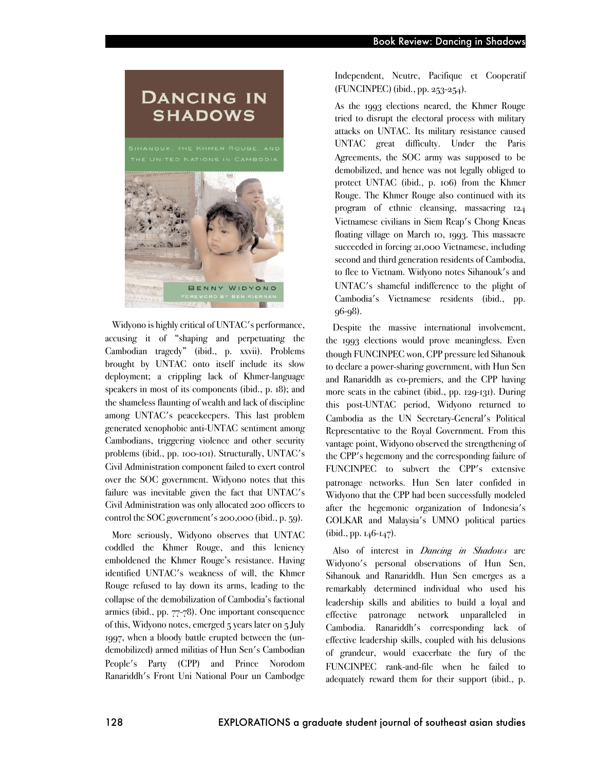Widyono is highly critical of UNTAC's performance, accusing it of "shaping and perpetuating the Cambodian tragedy" (ibid., p. xxvii). Problems brought by UNTAC onto itself include its slow deployment; a crippling lack of Khmer-language speakers in most of its components (ibid., p. 18); and the shameless flaunting of wealth and lack of discipline among UNTAC's peacekeepers. This last problem generated xenophobic anti-UNTAC sentiment among Cambodians, triggering violence and other security problems (ibid., pp. 100-101). Structurally, UNTAC's Civil Administration component failed to exert control over the SOC government. Widyono notes that this failure was inevitable given the fact that UNTAC's Civil Administration was only allocated 200 officers to control the SOC government's 200,000 (ibid., p. 59).

More seriously, Widyono observes that UNTAC coddled the Khmer Rouge, and this leniency emboldened the Khmer Rouge's resistance. Having identified UNTAC's weakness of will, the Khmer Rouge refused to lay down its arms, leading to the collapse of the demobilization of Cambodia's factional armies (ibid., pp. 77-78). One important consequence of this, Widyono notes, emerged 5 years later on 5 July 1997, when a bloody battle erupted between the (un-demobilized) armed militias of Hun Sen's Cambodian People's Party (CPP) and Prince Norodom Ranariddh's Front Uni National Pour un Cambodge Independent, Neutre, Pacifique et Cooperatif (FUNCINPEC) (ibid., pp. 253-254).

As the 1993 elections neared, the Khmer Rouge tried to disrupt the electoral process with military attacks on UNTAC. Its military resistance caused UNTAC great difficulty. Under the Paris Agreements, the SOC army was supposed to be demobilized, and hence was not legally obliged to protect UNTAC (ibid., p. 106) from the Khmer Rouge. The Khmer Rouge also continued with its program of ethnic cleansing, massacring 124 Vietnamese civilians in Siem Reap's Chong Kneas floating village on March 10, 1993. This massacre succeeded in forcing 21,000 Vietnamese, including second and third generation residents of Cambodia, to flee to Vietnam. Widyono notes Sihanouk's and UNTAC's shameful indifference to the plight of Cambodia's Vietnamese residents (ibid., pp. 96-98).

Despite the massive international involvement, the 1993 elections would prove meaningless. Even though FUNCINPEC won, CPP pressure led Sihanouk to declare a power-sharing government, with Hun Sen and Ranariddh as co-premiers, and the CPP having more seats in the cabinet (ibid., pp. 129-131). During this post-UNTAC period, Widyono returned to Cambodia as the UN Secretary-General's Political Representative to the Royal Government. From this vantage point, Widyono observed the strengthening of the CPP's hegemony and the corresponding failure of FUNCINPEC to subvert the CPP's extensive patronage networks. Hun Sen later confided in Widyono that the CPP had been successfully modeled after the hegemonic organization of Indonesia's GOLKAR and Malaysia's UMNO political parties (ibid., pp. 146-147).

Also of interest in *Dancing in Shadows* are Widyono's personal observations of Hun Sen, Sihanouk and Ranariddh. Hun Sen emerges as a remarkably determined individual who used his leadership skills and abilities to build a loyal and effective patronage network unparalleled in Cambodia. Ranariddh's corresponding lack of effective leadership skills, coupled with his delusions of grandeur, would exacerbate the fury of the FUNCINPEC rank-and-file when he failed to adequately reward them for their support (ibid., p.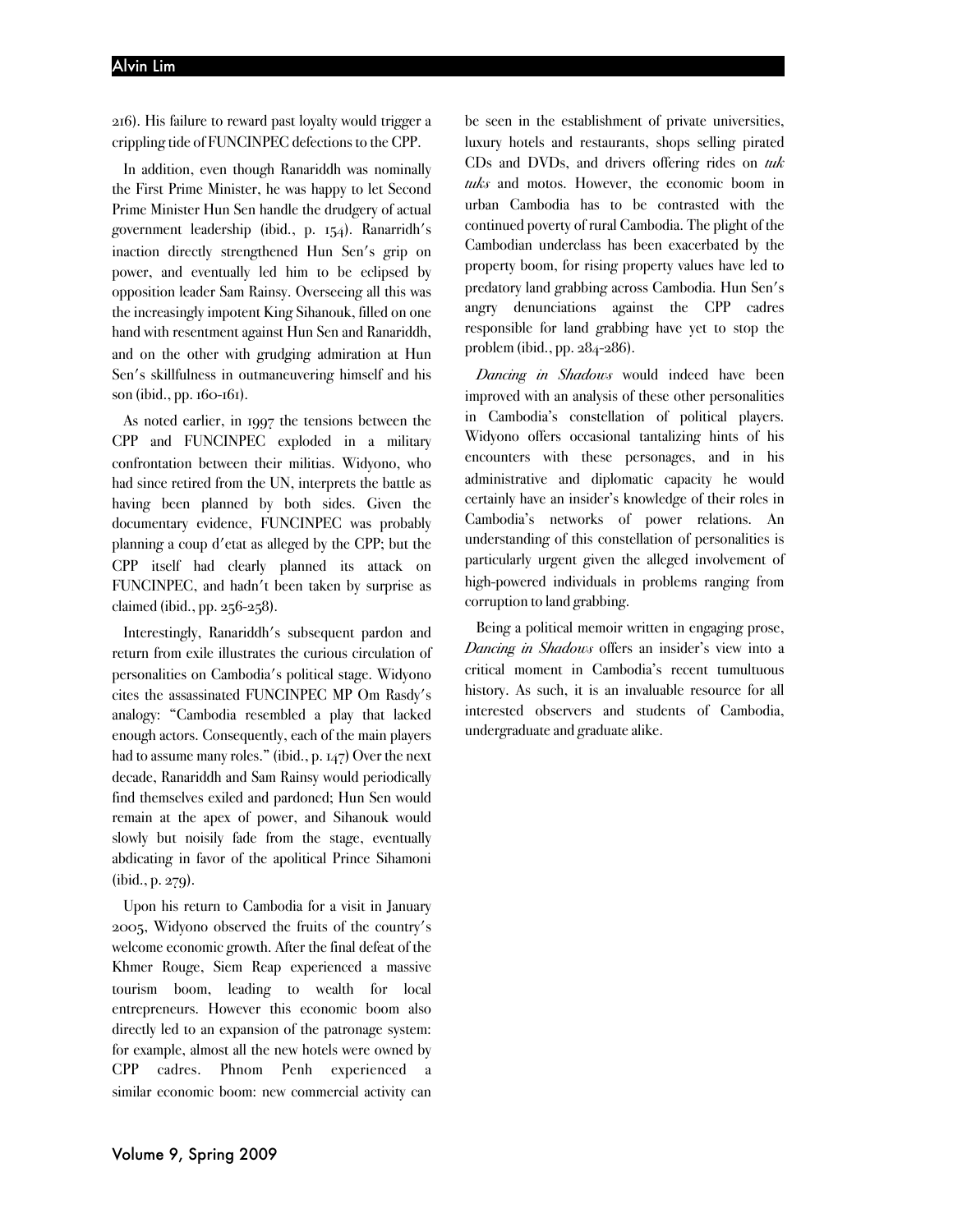216). His failure to reward past loyalty would trigger a crippling tide of FUNCINPEC defections to the CPP.

In addition, even though Ranariddh was nominally the First Prime Minister, he was happy to let Second Prime Minister Hun Sen handle the drudgery of actual government leadership (ibid., p. 154). Ranarridh's inaction directly strengthened Hun Sen's grip on power, and eventually led him to be eclipsed by opposition leader Sam Rainsy. Overseeing all this was the increasingly impotent King Sihanouk, filled on one hand with resentment against Hun Sen and Ranariddh, and on the other with grudging admiration at Hun Sen's skillfulness in outmaneuvering himself and his son (ibid., pp. 160-161).

As noted earlier, in 1997 the tensions between the CPP and FUNCINPEC exploded in a military confrontation between their militias. Widyono, who had since retired from the UN, interprets the battle as having been planned by both sides. Given the documentary evidence, FUNCINPEC was probably planning a coup d'etat as alleged by the CPP; but the CPP itself had clearly planned its attack on FUNCINPEC, and hadn't been taken by surprise as claimed (ibid., pp. 256-258).

Interestingly, Ranariddh's subsequent pardon and return from exile illustrates the curious circulation of personalities on Cambodia's political stage. Widyono cites the assassinated FUNCINPEC MP Om Rasdy's analogy: "Cambodia resembled a play that lacked enough actors. Consequently, each of the main players had to assume many roles." (ibid., p. 147) Over the next decade, Ranariddh and Sam Rainsy would periodically find themselves exiled and pardoned; Hun Sen would remain at the apex of power, and Sihanouk would slowly but noisily fade from the stage, eventually abdicating in favor of the apolitical Prince Sihamoni (ibid., p. 279).

Upon his return to Cambodia for a visit in January 2005, Widyono observed the fruits of the country's welcome economic growth. After the final defeat of the Khmer Rouge, Siem Reap experienced a massive tourism boom, leading to wealth for local entrepreneurs. However this economic boom also directly led to an expansion of the patronage system: for example, almost all the new hotels were owned by CPP cadres. Phnom Penh experienced a similar economic boom: new commercial activity can be seen in the establishment of private universities, luxury hotels and restaurants, shops selling pirated CDs and DVDs, and drivers offering rides on *tuk tuks* and motos. However, the economic boom in urban Cambodia has to be contrasted with the continued poverty of rural Cambodia. The plight of the Cambodian underclass has been exacerbated by the property boom, for rising property values have led to predatory land grabbing across Cambodia. Hun Sen's angry denunciations against the CPP cadres responsible for land grabbing have yet to stop the problem (ibid., pp. 284-286).

*Dancing in Shadows* would indeed have been improved with an analysis of these other personalities in Cambodia's constellation of political players. Widyono offers occasional tantalizing hints of his encounters with these personages, and in his administrative and diplomatic capacity he would certainly have an insider's knowledge of their roles in Cambodia's networks of power relations. An understanding of this constellation of personalities is particularly urgent given the alleged involvement of high-powered individuals in problems ranging from corruption to land grabbing.

Being a political memoir written in engaging prose, *Dancing in Shadows* offers an insider's view into a critical moment in Cambodia's recent tumultuous history. As such, it is an invaluable resource for all interested observers and students of Cambodia, undergraduate and graduate alike.